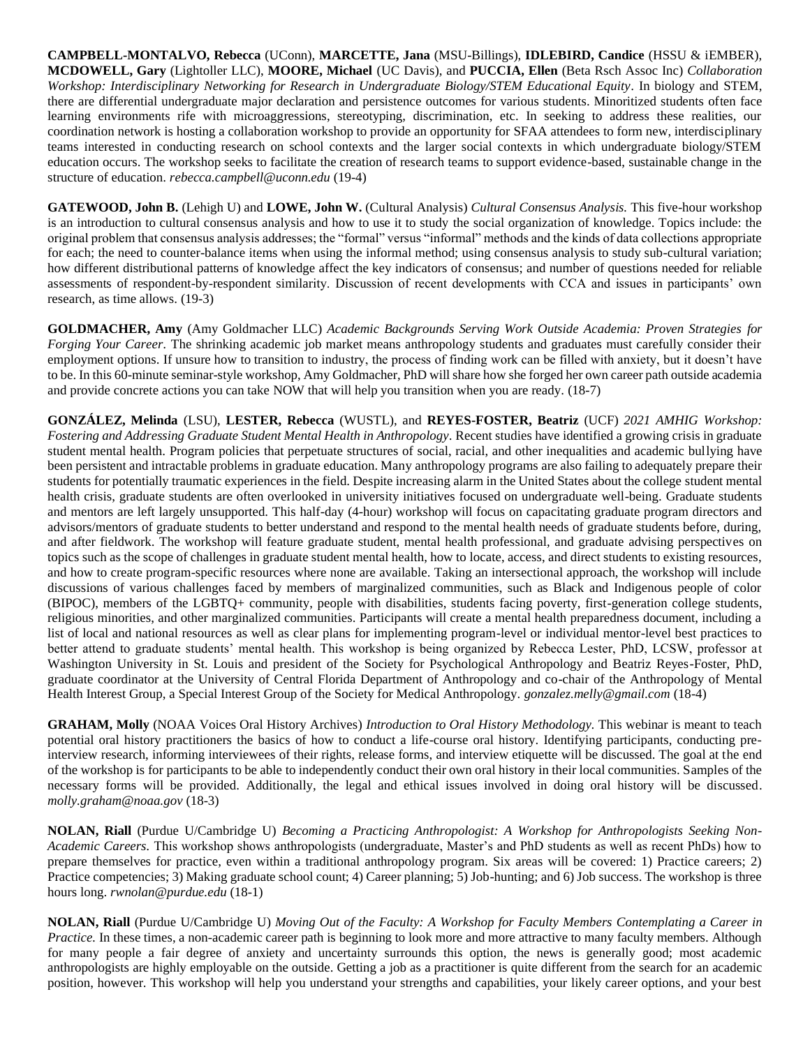**CAMPBELL-MONTALVO, Rebecca** (UConn), **MARCETTE, Jana** (MSU-Billings), **IDLEBIRD, Candice** (HSSU & iEMBER), **MCDOWELL, Gary** (Lightoller LLC), **MOORE, Michael** (UC Davis), and **PUCCIA, Ellen** (Beta Rsch Assoc Inc) *Collaboration Workshop: Interdisciplinary Networking for Research in Undergraduate Biology/STEM Educational Equity*. In biology and STEM, there are differential undergraduate major declaration and persistence outcomes for various students. Minoritized students often face learning environments rife with microaggressions, stereotyping, discrimination, etc. In seeking to address these realities, our coordination network is hosting a collaboration workshop to provide an opportunity for SFAA attendees to form new, interdisciplinary teams interested in conducting research on school contexts and the larger social contexts in which undergraduate biology/STEM education occurs. The workshop seeks to facilitate the creation of research teams to support evidence-based, sustainable change in the structure of education. *rebecca.campbell@uconn.edu* (19-4)

**GATEWOOD, John B.** (Lehigh U) and **LOWE, John W.** (Cultural Analysis) *Cultural Consensus Analysis.* This five-hour workshop is an introduction to cultural consensus analysis and how to use it to study the social organization of knowledge. Topics include: the original problem that consensus analysis addresses; the "formal" versus "informal" methods and the kinds of data collections appropriate for each; the need to counter-balance items when using the informal method; using consensus analysis to study sub-cultural variation; how different distributional patterns of knowledge affect the key indicators of consensus; and number of questions needed for reliable assessments of respondent-by-respondent similarity. Discussion of recent developments with CCA and issues in participants' own research, as time allows. (19-3)

**GOLDMACHER, Amy** (Amy Goldmacher LLC) *Academic Backgrounds Serving Work Outside Academia: Proven Strategies for Forging Your Career*. The shrinking academic job market means anthropology students and graduates must carefully consider their employment options. If unsure how to transition to industry, the process of finding work can be filled with anxiety, but it doesn't have to be. In this 60-minute seminar-style workshop, Amy Goldmacher, PhD will share how she forged her own career path outside academia and provide concrete actions you can take NOW that will help you transition when you are ready. (18-7)

**GONZÁLEZ, Melinda** (LSU), **LESTER, Rebecca** (WUSTL), and **REYES-FOSTER, Beatriz** (UCF) *2021 AMHIG Workshop: Fostering and Addressing Graduate Student Mental Health in Anthropology*. Recent studies have identified a growing crisis in graduate student mental health. Program policies that perpetuate structures of social, racial, and other inequalities and academic bullying have been persistent and intractable problems in graduate education. Many anthropology programs are also failing to adequately prepare their students for potentially traumatic experiences in the field. Despite increasing alarm in the United States about the college student mental health crisis, graduate students are often overlooked in university initiatives focused on undergraduate well-being. Graduate students and mentors are left largely unsupported. This half-day (4-hour) workshop will focus on capacitating graduate program directors and advisors/mentors of graduate students to better understand and respond to the mental health needs of graduate students before, during, and after fieldwork. The workshop will feature graduate student, mental health professional, and graduate advising perspectives on topics such as the scope of challenges in graduate student mental health, how to locate, access, and direct students to existing resources, and how to create program-specific resources where none are available. Taking an intersectional approach, the workshop will include discussions of various challenges faced by members of marginalized communities, such as Black and Indigenous people of color (BIPOC), members of the LGBTQ+ community, people with disabilities, students facing poverty, first-generation college students, religious minorities, and other marginalized communities. Participants will create a mental health preparedness document, including a list of local and national resources as well as clear plans for implementing program-level or individual mentor-level best practices to better attend to graduate students' mental health. This workshop is being organized by Rebecca Lester, PhD, LCSW, professor at Washington University in St. Louis and president of the Society for Psychological Anthropology and Beatriz Reyes-Foster, PhD, graduate coordinator at the University of Central Florida Department of Anthropology and co-chair of the Anthropology of Mental Health Interest Group, a Special Interest Group of the Society for Medical Anthropology. *gonzalez.melly@gmail.com* (18-4)

**GRAHAM, Molly** (NOAA Voices Oral History Archives) *Introduction to Oral History Methodology.* This webinar is meant to teach potential oral history practitioners the basics of how to conduct a life-course oral history. Identifying participants, conducting pre-interview research, informing interviewees of their rights, release forms, and interview etiquette will be discussed. The goal at the end of the workshop is for participants to be able to independently conduct their own oral history in their local communities. Samples of the necessary forms will be provided. Additionally, the legal and ethical issues involved in doing oral history will be discussed. *molly.graham@noaa.gov* (18-3)

**NOLAN, Riall** (Purdue U/Cambridge U) *Becoming a Practicing Anthropologist: A Workshop for Anthropologists Seeking Non-Academic Careers.* This workshop shows anthropologists (undergraduate, Master's and PhD students as well as recent PhDs) how to prepare themselves for practice, even within a traditional anthropology program. Six areas will be covered: 1) Practice careers; 2) Practice competencies; 3) Making graduate school count; 4) Career planning; 5) Job-hunting; and 6) Job success. The workshop is three hours long. *rwnolan@purdue.edu* (18-1)

**NOLAN, Riall** (Purdue U/Cambridge U) *Moving Out of the Faculty: A Workshop for Faculty Members Contemplating a Career in Practice.* In these times, a non-academic career path is beginning to look more and more attractive to many faculty members. Although for many people a fair degree of anxiety and uncertainty surrounds this option, the news is generally good; most academic anthropologists are highly employable on the outside. Getting a job as a practitioner is quite different from the search for an academic position, however. This workshop will help you understand your strengths and capabilities, your likely career options, and your best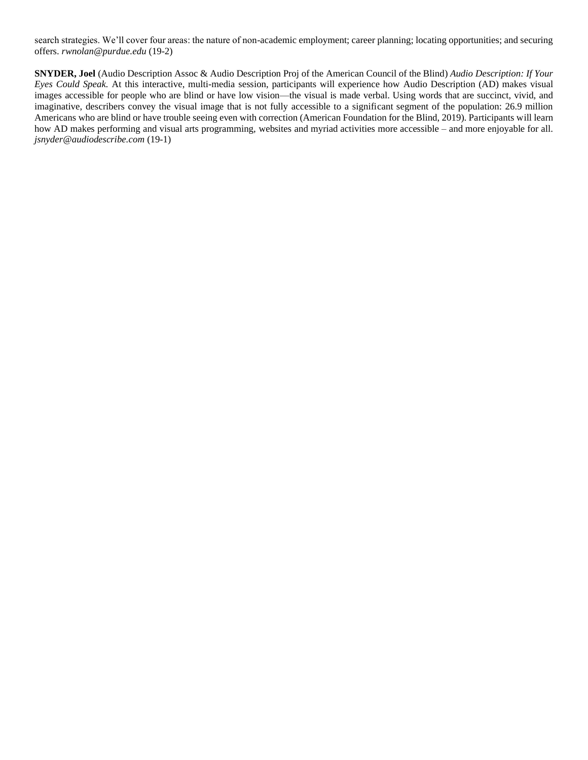search strategies. We'll cover four areas: the nature of non-academic employment; career planning; locating opportunities; and securing offers. *rwnolan@purdue.edu* (19-2)

**SNYDER, Joel** (Audio Description Assoc & Audio Description Proj of the American Council of the Blind) *Audio Description: If Your Eyes Could Speak.* At this interactive, multi-media session, participants will experience how Audio Description (AD) makes visual images accessible for people who are blind or have low vision—the visual is made verbal. Using words that are succinct, vivid, and imaginative, describers convey the visual image that is not fully accessible to a significant segment of the population: 26.9 million Americans who are blind or have trouble seeing even with correction (American Foundation for the Blind, 2019). Participants will learn how AD makes performing and visual arts programming, websites and myriad activities more accessible – and more enjoyable for all. *jsnyder@audiodescribe.com* (19-1)